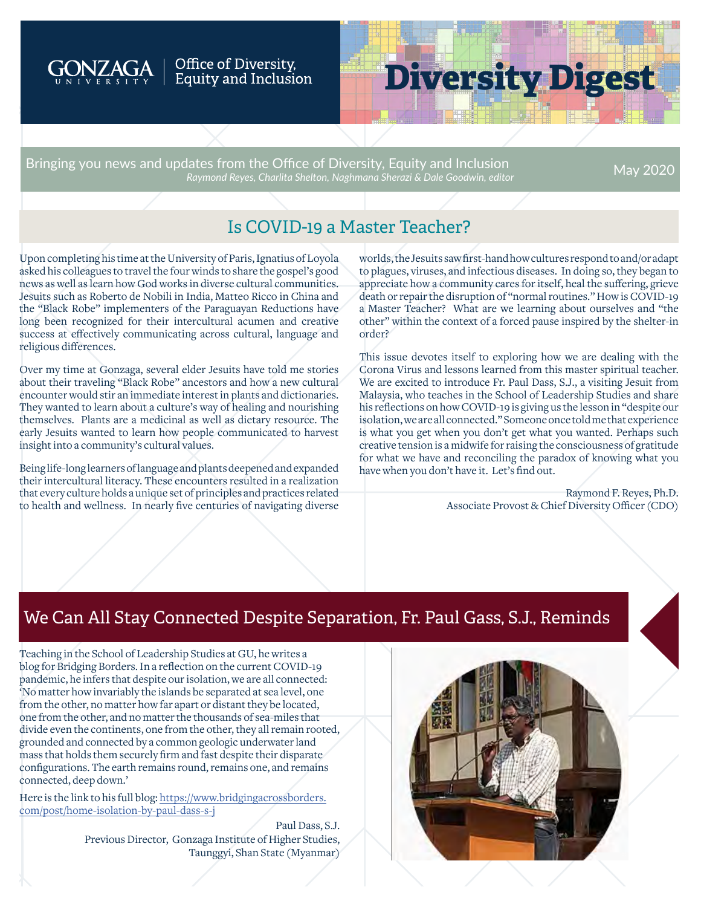GONZAGA UNIVERSITY | Office of Diversity, Equity and Inclusion

# Diversity Digest

Bringing you news and updates from the Office of Diversity, Equity and Inclusion
*Raymond Reyes, Charlita Shelton, Naghmana Sherazi & Dale Goodwin, editor*

May 2020

## Is COVID-19 a Master Teacher?

Upon completing his time at the University of Paris, Ignatius of Loyola asked his colleagues to travel the four winds to share the gospel's good news as well as learn how God works in diverse cultural communities. Jesuits such as Roberto de Nobili in India, Matteo Ricco in China and the "Black Robe" implementers of the Paraguayan Reductions have long been recognized for their intercultural acumen and creative success at effectively communicating across cultural, language and religious differences.

Over my time at Gonzaga, several elder Jesuits have told me stories about their traveling "Black Robe" ancestors and how a new cultural encounter would stir an immediate interest in plants and dictionaries. They wanted to learn about a culture's way of healing and nourishing themselves. Plants are a medicinal as well as dietary resource. The early Jesuits wanted to learn how people communicated to harvest insight into a community's cultural values.

Being life-long learners of language and plants deepened and expanded their intercultural literacy. These encounters resulted in a realization that every culture holds a unique set of principles and practices related to health and wellness. In nearly five centuries of navigating diverse worlds, the Jesuits saw first-hand how cultures respond to and/or adapt to plagues, viruses, and infectious diseases. In doing so, they began to appreciate how a community cares for itself, heal the suffering, grieve death or repair the disruption of "normal routines." How is COVID-19 a Master Teacher? What are we learning about ourselves and "the other" within the context of a forced pause inspired by the shelter-in order?

This issue devotes itself to exploring how we are dealing with the Corona Virus and lessons learned from this master spiritual teacher. We are excited to introduce Fr. Paul Dass, S.J., a visiting Jesuit from Malaysia, who teaches in the School of Leadership Studies and share his reflections on how COVID-19 is giving us the lesson in "despite our isolation, we are all connected." Someone once told me that experience is what you get when you don't get what you wanted. Perhaps such creative tension is a midwife for raising the consciousness of gratitude for what we have and reconciling the paradox of knowing what you have when you don't have it. Let's find out.

Raymond F. Reyes, Ph.D.
Associate Provost & Chief Diversity Officer (CDO)

## We Can All Stay Connected Despite Separation, Fr. Paul Gass, S.J., Reminds

Teaching in the School of Leadership Studies at GU, he writes a blog for Bridging Borders. In a reflection on the current COVID-19 pandemic, he infers that despite our isolation, we are all connected: 'No matter how invariably the islands be separated at sea level, one from the other, no matter how far apart or distant they be located, one from the other, and no matter the thousands of sea-miles that divide even the continents, one from the other, they all remain rooted, grounded and connected by a common geologic underwater land mass that holds them securely firm and fast despite their disparate configurations. The earth remains round, remains one, and remains connected, deep down.'

Here is the link to his full blog: https://www.bridgingacrossborders.com/post/home-isolation-by-paul-dass-s-j

Paul Dass, S.J.
Previous Director, Gonzaga Institute of Higher Studies,
Taunggyi, Shan State (Myanmar)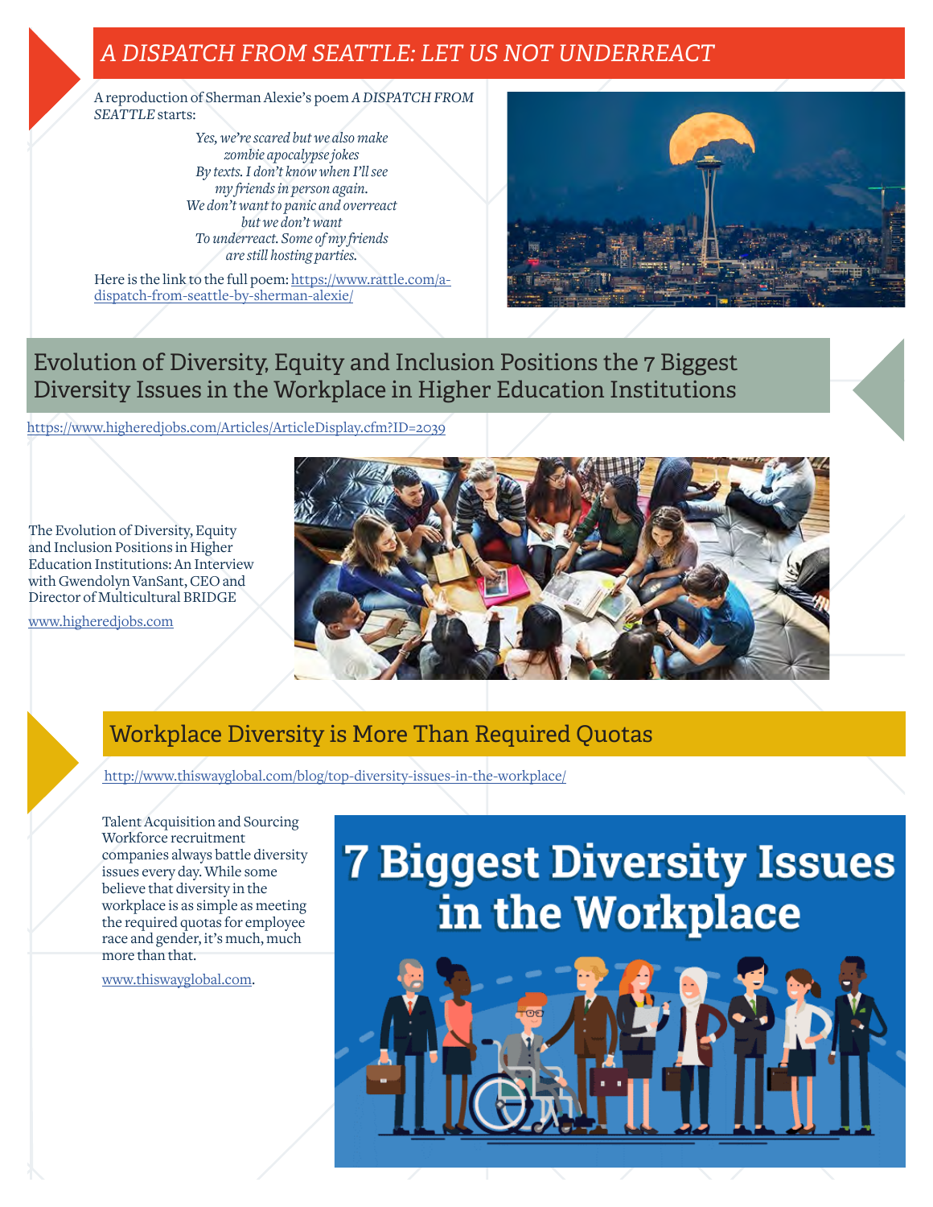## *A DISPATCH FROM SEATTLE: LET US NOT UNDERREACT*

A reproduction of Sherman Alexie's poem *A DISPATCH FROM SEATTLE* starts:

*Yes, we're scared but we also make*
*zombie apocalypse jokes*
*By texts. I don't know when I'll see*
*my friends in person again.*
*We don't want to panic and overreact*
*but we don't want*
*To underreact. Some of my friends*
*are still hosting parties.*

Here is the link to the full poem: https://www.rattle.com/a-dispatch-from-seattle-by-sherman-alexie/

## Evolution of Diversity, Equity and Inclusion Positions the 7 Biggest Diversity Issues in the Workplace in Higher Education Institutions

https://www.higheredjobs.com/Articles/ArticleDisplay.cfm?ID=2039

The Evolution of Diversity, Equity and Inclusion Positions in Higher Education Institutions: An Interview with Gwendolyn VanSant, CEO and Director of Multicultural BRIDGE

www.higheredjobs.com

## Workplace Diversity is More Than Required Quotas

http://www.thiswayglobal.com/blog/top-diversity-issues-in-the-workplace/

Talent Acquisition and Sourcing Workforce recruitment companies always battle diversity issues every day. While some believe that diversity in the workplace is as simple as meeting the required quotas for employee race and gender, it's much, much more than that.

www.thiswayglobal.com.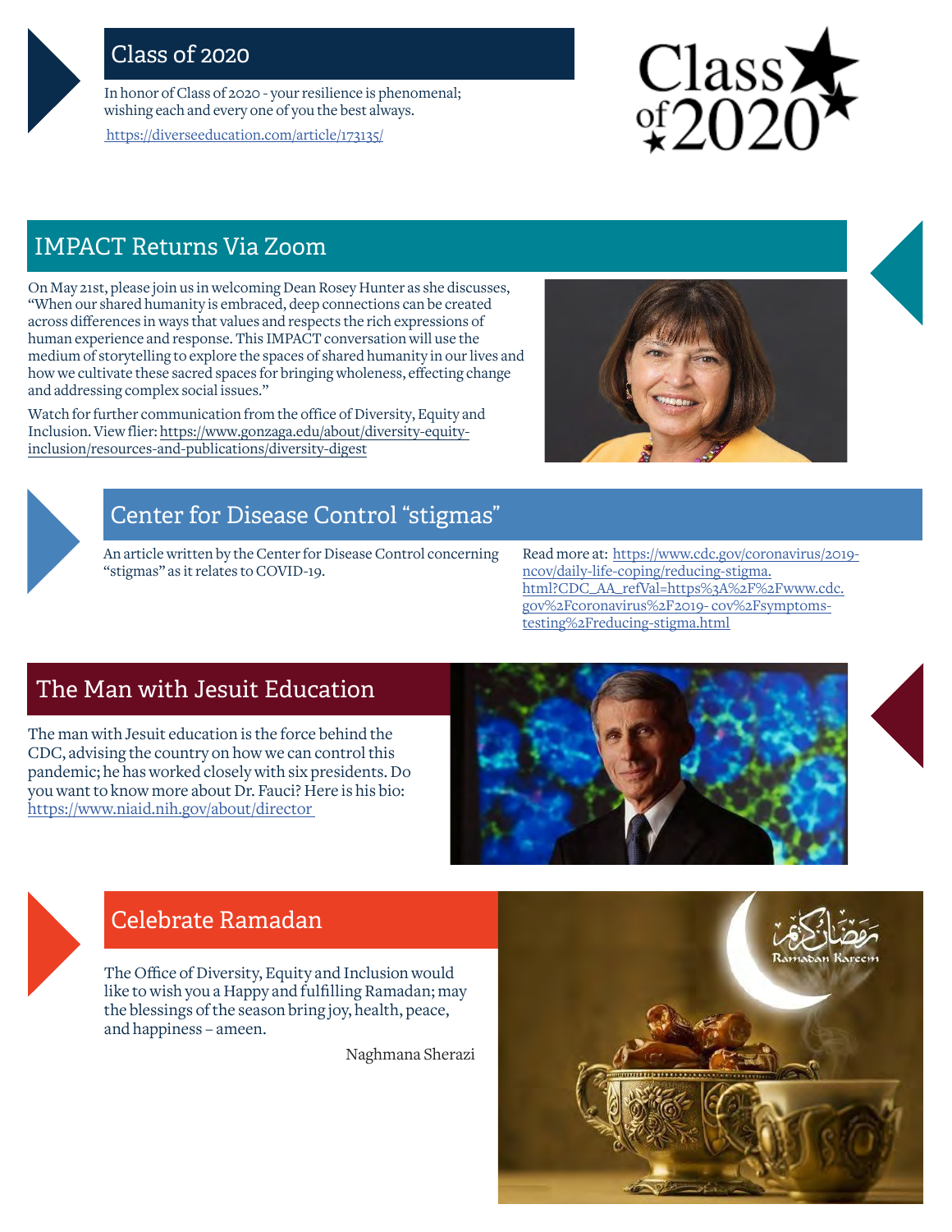## Class of 2020

In honor of Class of 2020 - your resilience is phenomenal; wishing each and every one of you the best always.

https://diverseeducation.com/article/173135/

## IMPACT Returns Via Zoom

On May 21st, please join us in welcoming Dean Rosey Hunter as she discusses, "When our shared humanity is embraced, deep connections can be created across differences in ways that values and respects the rich expressions of human experience and response. This IMPACT conversation will use the medium of storytelling to explore the spaces of shared humanity in our lives and how we cultivate these sacred spaces for bringing wholeness, effecting change and addressing complex social issues."

Watch for further communication from the office of Diversity, Equity and Inclusion. View flier: https://www.gonzaga.edu/about/diversity-equity-inclusion/resources-and-publications/diversity-digest

## Center for Disease Control "stigmas"

An article written by the Center for Disease Control concerning "stigmas" as it relates to COVID-19.

Read more at: https://www.cdc.gov/coronavirus/2019-ncov/daily-life-coping/reducing-stigma.html?CDC_AA_refVal=https%3A%2F%2Fwww.cdc.gov%2Fcoronavirus%2F2019-cov%2Fsymptoms-testing%2Freducing-stigma.html

## The Man with Jesuit Education

The man with Jesuit education is the force behind the CDC, advising the country on how we can control this pandemic; he has worked closely with six presidents. Do you want to know more about Dr. Fauci? Here is his bio: https://www.niaid.nih.gov/about/director

## Celebrate Ramadan

The Office of Diversity, Equity and Inclusion would like to wish you a Happy and fulfilling Ramadan; may the blessings of the season bring joy, health, peace, and happiness – ameen.

Naghmana Sherazi